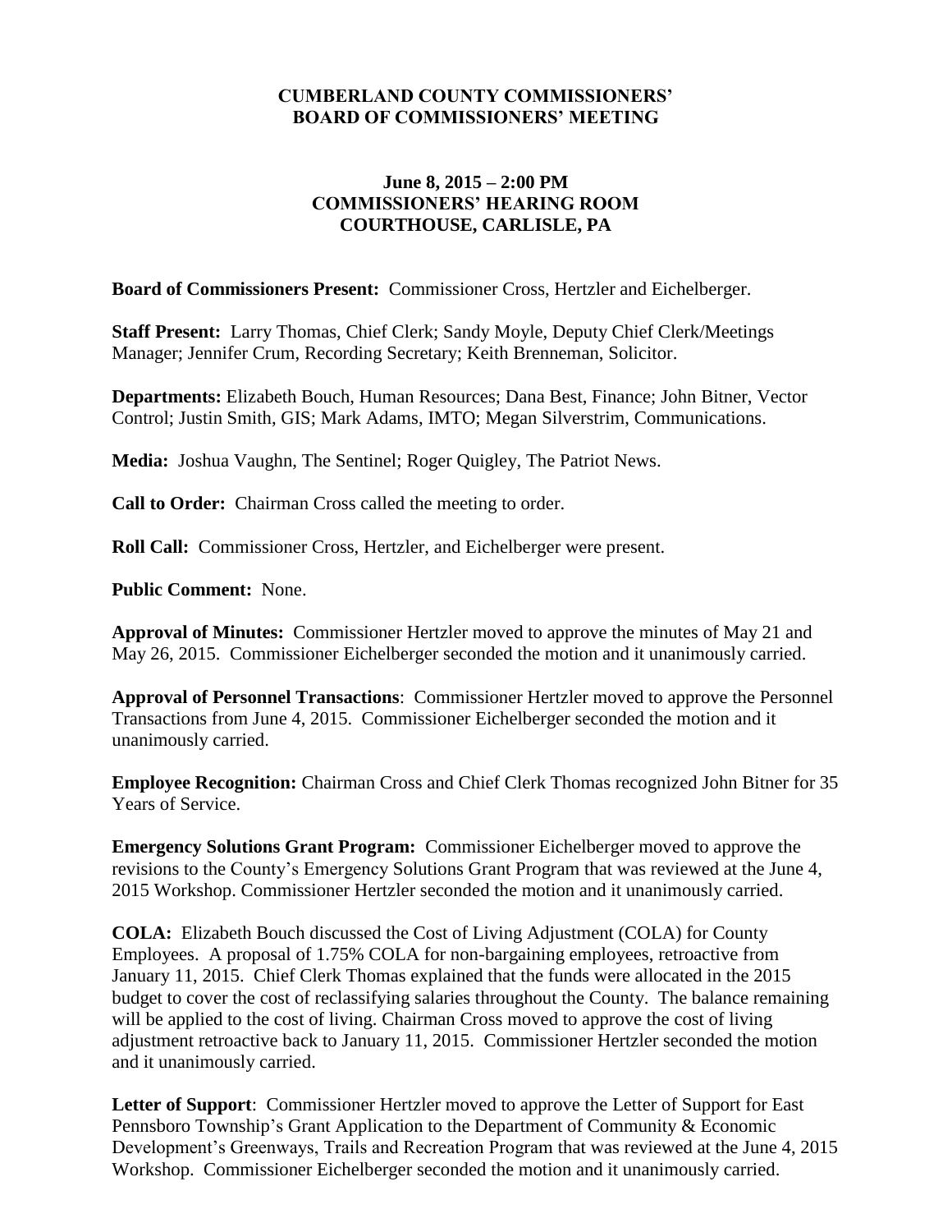# CUMBERLAND COUNTY COMMISSIONERS' BOARD OF COMMISSIONERS' MEETING

## June 8, 2015 – 2:00 PM
## COMMISSIONERS' HEARING ROOM
## COURTHOUSE, CARLISLE, PA

**Board of Commissioners Present:** Commissioner Cross, Hertzler and Eichelberger.

**Staff Present:** Larry Thomas, Chief Clerk; Sandy Moyle, Deputy Chief Clerk/Meetings Manager; Jennifer Crum, Recording Secretary; Keith Brenneman, Solicitor.

**Departments:** Elizabeth Bouch, Human Resources; Dana Best, Finance; John Bitner, Vector Control; Justin Smith, GIS; Mark Adams, IMTO; Megan Silverstrim, Communications.

**Media:** Joshua Vaughn, The Sentinel; Roger Quigley, The Patriot News.

**Call to Order:** Chairman Cross called the meeting to order.

**Roll Call:** Commissioner Cross, Hertzler, and Eichelberger were present.

**Public Comment:** None.

**Approval of Minutes:** Commissioner Hertzler moved to approve the minutes of May 21 and May 26, 2015. Commissioner Eichelberger seconded the motion and it unanimously carried.

**Approval of Personnel Transactions**: Commissioner Hertzler moved to approve the Personnel Transactions from June 4, 2015. Commissioner Eichelberger seconded the motion and it unanimously carried.

**Employee Recognition:** Chairman Cross and Chief Clerk Thomas recognized John Bitner for 35 Years of Service.

**Emergency Solutions Grant Program:** Commissioner Eichelberger moved to approve the revisions to the County's Emergency Solutions Grant Program that was reviewed at the June 4, 2015 Workshop. Commissioner Hertzler seconded the motion and it unanimously carried.

**COLA:** Elizabeth Bouch discussed the Cost of Living Adjustment (COLA) for County Employees. A proposal of 1.75% COLA for non-bargaining employees, retroactive from January 11, 2015. Chief Clerk Thomas explained that the funds were allocated in the 2015 budget to cover the cost of reclassifying salaries throughout the County. The balance remaining will be applied to the cost of living. Chairman Cross moved to approve the cost of living adjustment retroactive back to January 11, 2015. Commissioner Hertzler seconded the motion and it unanimously carried.

**Letter of Support**: Commissioner Hertzler moved to approve the Letter of Support for East Pennsboro Township's Grant Application to the Department of Community & Economic Development's Greenways, Trails and Recreation Program that was reviewed at the June 4, 2015 Workshop. Commissioner Eichelberger seconded the motion and it unanimously carried.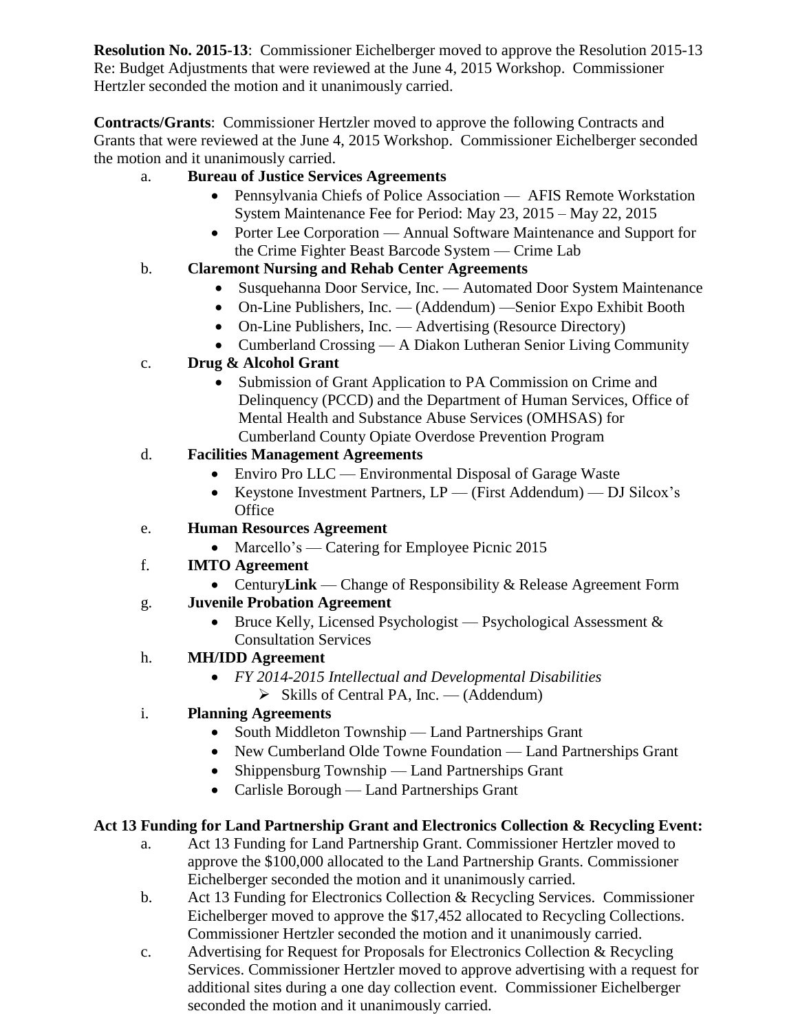**Resolution No. 2015-13**: Commissioner Eichelberger moved to approve the Resolution 2015-13 Re: Budget Adjustments that were reviewed at the June 4, 2015 Workshop. Commissioner Hertzler seconded the motion and it unanimously carried.

**Contracts/Grants**: Commissioner Hertzler moved to approve the following Contracts and Grants that were reviewed at the June 4, 2015 Workshop. Commissioner Eichelberger seconded the motion and it unanimously carried.

a. **Bureau of Justice Services Agreements**
   - Pennsylvania Chiefs of Police Association — AFIS Remote Workstation System Maintenance Fee for Period: May 23, 2015 – May 22, 2015
   - Porter Lee Corporation — Annual Software Maintenance and Support for the Crime Fighter Beast Barcode System — Crime Lab

b. **Claremont Nursing and Rehab Center Agreements**
   - Susquehanna Door Service, Inc. — Automated Door System Maintenance
   - On-Line Publishers, Inc. — (Addendum) —Senior Expo Exhibit Booth
   - On-Line Publishers, Inc. — Advertising (Resource Directory)
   - Cumberland Crossing — A Diakon Lutheran Senior Living Community

c. **Drug & Alcohol Grant**
   - Submission of Grant Application to PA Commission on Crime and Delinquency (PCCD) and the Department of Human Services, Office of Mental Health and Substance Abuse Services (OMHSAS) for Cumberland County Opiate Overdose Prevention Program

d. **Facilities Management Agreements**
   - Enviro Pro LLC — Environmental Disposal of Garage Waste
   - Keystone Investment Partners, LP — (First Addendum) — DJ Silcox's Office

e. **Human Resources Agreement**
   - Marcello's — Catering for Employee Picnic 2015

f. **IMTO Agreement**
   - Century**Link** — Change of Responsibility & Release Agreement Form

g. **Juvenile Probation Agreement**
   - Bruce Kelly, Licensed Psychologist — Psychological Assessment & Consultation Services

h. **MH/IDD Agreement**
   - *FY 2014-2015 Intellectual and Developmental Disabilities*
     - Skills of Central PA, Inc. — (Addendum)

i. **Planning Agreements**
   - South Middleton Township — Land Partnerships Grant
   - New Cumberland Olde Towne Foundation — Land Partnerships Grant
   - Shippensburg Township — Land Partnerships Grant
   - Carlisle Borough — Land Partnerships Grant

**Act 13 Funding for Land Partnership Grant and Electronics Collection & Recycling Event:**

a. Act 13 Funding for Land Partnership Grant. Commissioner Hertzler moved to approve the $100,000 allocated to the Land Partnership Grants. Commissioner Eichelberger seconded the motion and it unanimously carried.

b. Act 13 Funding for Electronics Collection & Recycling Services. Commissioner Eichelberger moved to approve the $17,452 allocated to Recycling Collections. Commissioner Hertzler seconded the motion and it unanimously carried.

c. Advertising for Request for Proposals for Electronics Collection & Recycling Services. Commissioner Hertzler moved to approve advertising with a request for additional sites during a one day collection event. Commissioner Eichelberger seconded the motion and it unanimously carried.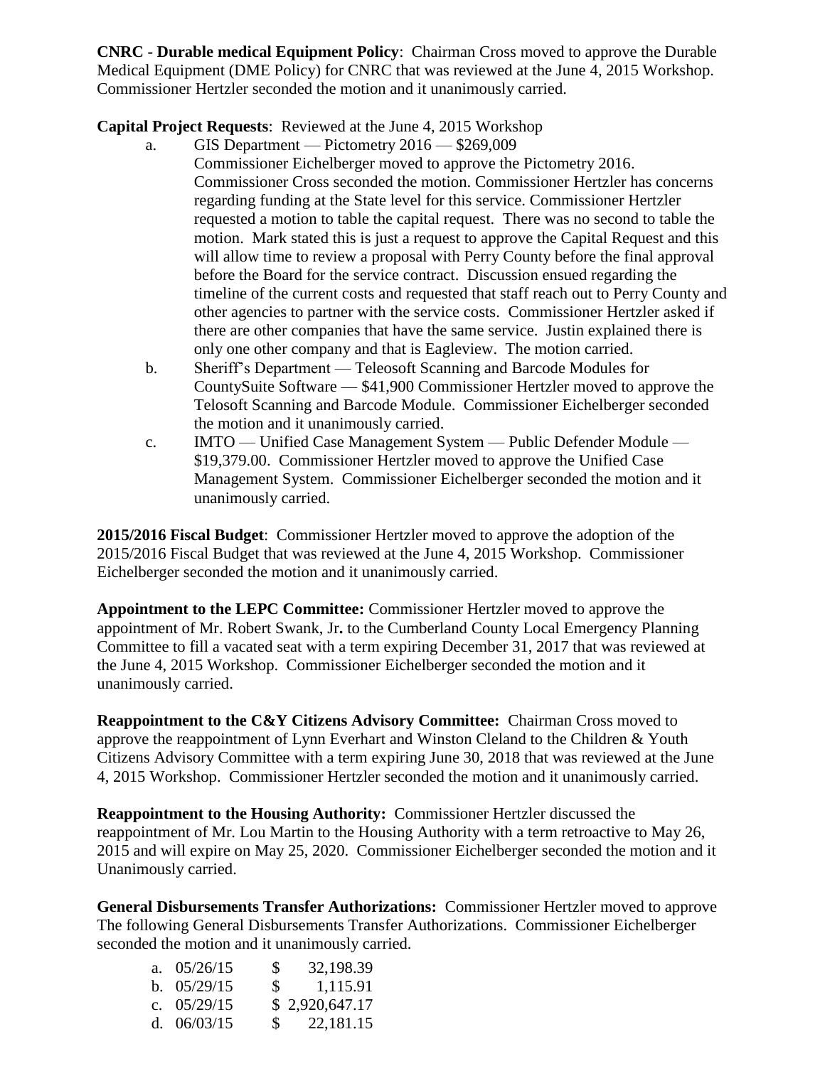**CNRC - Durable medical Equipment Policy**: Chairman Cross moved to approve the Durable Medical Equipment (DME Policy) for CNRC that was reviewed at the June 4, 2015 Workshop. Commissioner Hertzler seconded the motion and it unanimously carried.

**Capital Project Requests**: Reviewed at the June 4, 2015 Workshop

a. GIS Department — Pictometry 2016 — $269,009
Commissioner Eichelberger moved to approve the Pictometry 2016. Commissioner Cross seconded the motion. Commissioner Hertzler has concerns regarding funding at the State level for this service. Commissioner Hertzler requested a motion to table the capital request. There was no second to table the motion. Mark stated this is just a request to approve the Capital Request and this will allow time to review a proposal with Perry County before the final approval before the Board for the service contract. Discussion ensued regarding the timeline of the current costs and requested that staff reach out to Perry County and other agencies to partner with the service costs. Commissioner Hertzler asked if there are other companies that have the same service. Justin explained there is only one other company and that is Eagleview. The motion carried.

b. Sheriff's Department — Teleosoft Scanning and Barcode Modules for CountySuite Software — $41,900 Commissioner Hertzler moved to approve the Telosoft Scanning and Barcode Module. Commissioner Eichelberger seconded the motion and it unanimously carried.

c. IMTO — Unified Case Management System — Public Defender Module — $19,379.00. Commissioner Hertzler moved to approve the Unified Case Management System. Commissioner Eichelberger seconded the motion and it unanimously carried.

**2015/2016 Fiscal Budget**: Commissioner Hertzler moved to approve the adoption of the 2015/2016 Fiscal Budget that was reviewed at the June 4, 2015 Workshop. Commissioner Eichelberger seconded the motion and it unanimously carried.

**Appointment to the LEPC Committee:** Commissioner Hertzler moved to approve the appointment of Mr. Robert Swank, Jr**.** to the Cumberland County Local Emergency Planning Committee to fill a vacated seat with a term expiring December 31, 2017 that was reviewed at the June 4, 2015 Workshop. Commissioner Eichelberger seconded the motion and it unanimously carried.

**Reappointment to the C&Y Citizens Advisory Committee:** Chairman Cross moved to approve the reappointment of Lynn Everhart and Winston Cleland to the Children & Youth Citizens Advisory Committee with a term expiring June 30, 2018 that was reviewed at the June 4, 2015 Workshop. Commissioner Hertzler seconded the motion and it unanimously carried.

**Reappointment to the Housing Authority:** Commissioner Hertzler discussed the reappointment of Mr. Lou Martin to the Housing Authority with a term retroactive to May 26, 2015 and will expire on May 25, 2020. Commissioner Eichelberger seconded the motion and it Unanimously carried.

**General Disbursements Transfer Authorizations:** Commissioner Hertzler moved to approve The following General Disbursements Transfer Authorizations. Commissioner Eichelberger seconded the motion and it unanimously carried.

a. 05/26/15 $ 32,198.39
b. 05/29/15 $ 1,115.91
c. 05/29/15 $ 2,920,647.17
d. 06/03/15 $ 22,181.15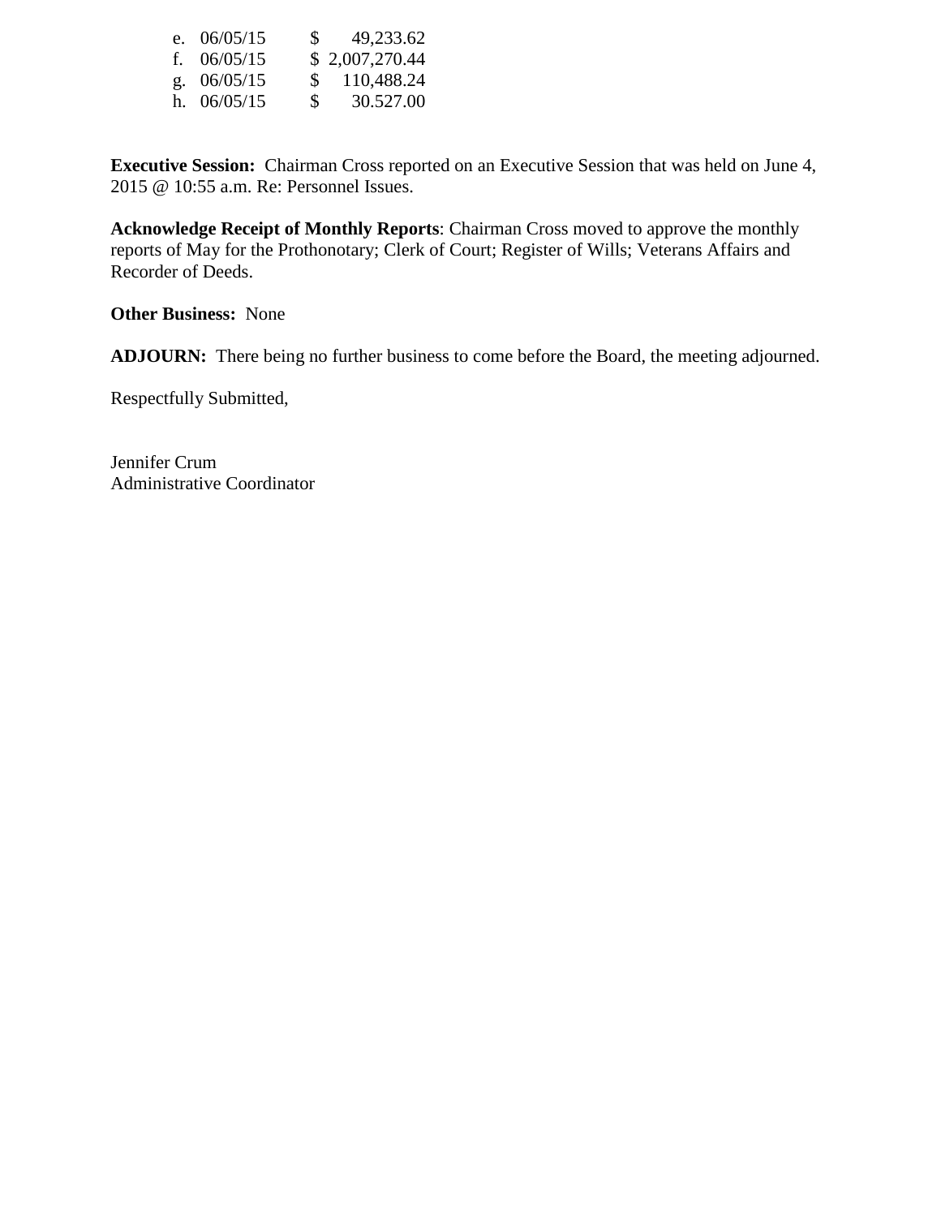e. 06/05/15 $ 49,233.62
f. 06/05/15 $ 2,007,270.44
g. 06/05/15 $ 110,488.24
h. 06/05/15 $ 30.527.00

**Executive Session:** Chairman Cross reported on an Executive Session that was held on June 4, 2015 @ 10:55 a.m. Re: Personnel Issues.

**Acknowledge Receipt of Monthly Reports**: Chairman Cross moved to approve the monthly reports of May for the Prothonotary; Clerk of Court; Register of Wills; Veterans Affairs and Recorder of Deeds.

**Other Business:** None

**ADJOURN:** There being no further business to come before the Board, the meeting adjourned.

Respectfully Submitted,

Jennifer Crum
Administrative Coordinator